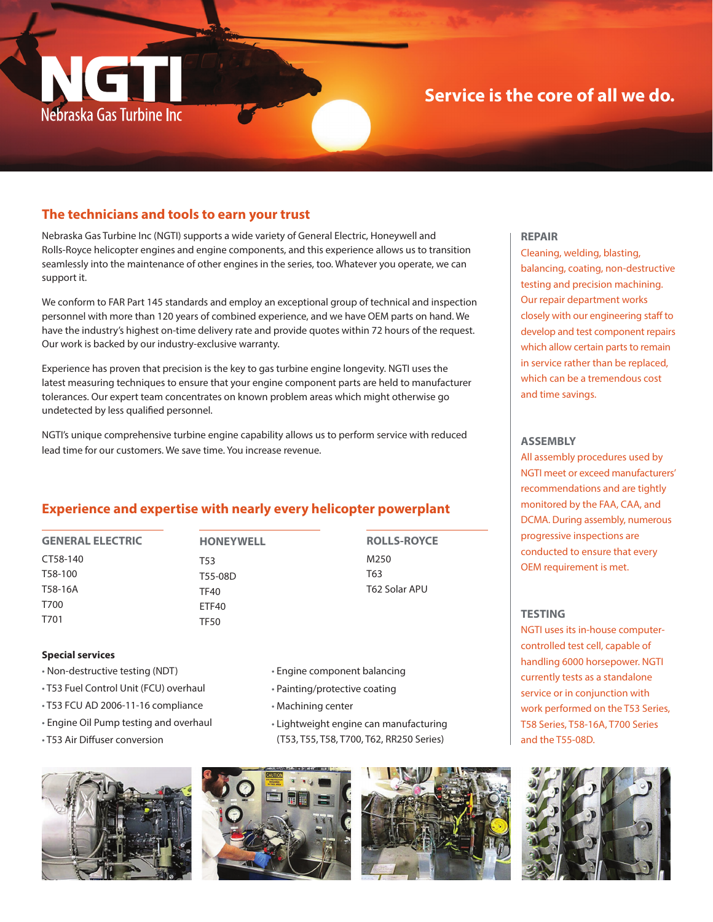# NGTI

Nebraska Gas Turbine Inc

**Service is the core of all we do.**

## The technicians and tools to earn your trust

Nebraska Gas Turbine Inc (NGTI) supports a wide variety of General Electric, Honeywell and Rolls-Royce helicopter engines and engine components, and this experience allows us to transition seamlessly into the maintenance of other engines in the series, too. Whatever you operate, we can support it.

We conform to FAR Part 145 standards and employ an exceptional group of technical and inspection personnel with more than 120 years of combined experience, and we have OEM parts on hand. We have the industry's highest on-time delivery rate and provide quotes within 72 hours of the request. Our work is backed by our industry-exclusive warranty.

Experience has proven that precision is the key to gas turbine engine longevity. NGTI uses the latest measuring techniques to ensure that your engine component parts are held to manufacturer tolerances. Our expert team concentrates on known problem areas which might otherwise go undetected by less qualified personnel.

NGTI's unique comprehensive turbine engine capability allows us to perform service with reduced lead time for our customers. We save time. You increase revenue.

## Experience and expertise with nearly every helicopter powerplant

| GENERAL ELECTRIC | HONEYWELL | ROLLS-ROYCE |
|---|---|---|
| CT58-140 | T53 | M250 |
| T58-100 | T55-08D | T63 |
| T58-16A | TF40 | T62 Solar APU |
| T700 | ETF40 | |
| T701 | TF50 | |

### Special services

- Non-destructive testing (NDT)
- T53 Fuel Control Unit (FCU) overhaul
- T53 FCU AD 2006-11-16 compliance
- Engine Oil Pump testing and overhaul
- T53 Air Diffuser conversion
- Engine component balancing
- Painting/protective coating
- Machining center
- Lightweight engine can manufacturing (T53, T55, T58, T700, T62, RR250 Series)

### REPAIR

Cleaning, welding, blasting, balancing, coating, non-destructive testing and precision machining. Our repair department works closely with our engineering staff to develop and test component repairs which allow certain parts to remain in service rather than be replaced, which can be a tremendous cost and time savings.

### ASSEMBLY

All assembly procedures used by NGTI meet or exceed manufacturers' recommendations and are tightly monitored by the FAA, CAA, and DCMA. During assembly, numerous progressive inspections are conducted to ensure that every OEM requirement is met.

### TESTING

NGTI uses its in-house computer-controlled test cell, capable of handling 6000 horsepower. NGTI currently tests as a standalone service or in conjunction with work performed on the T53 Series, T58 Series, T58-16A, T700 Series and the T55-08D.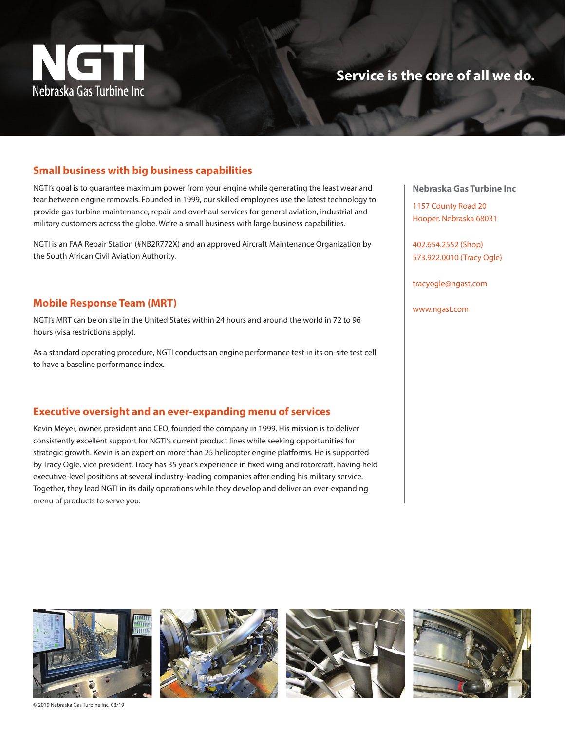# NGTI

Nebraska Gas Turbine Inc

**Service is the core of all we do.**

## Small business with big business capabilities

NGTI's goal is to guarantee maximum power from your engine while generating the least wear and tear between engine removals. Founded in 1999, our skilled employees use the latest technology to provide gas turbine maintenance, repair and overhaul services for general aviation, industrial and military customers across the globe. We're a small business with large business capabilities.

NGTI is an FAA Repair Station (#NB2R772X) and an approved Aircraft Maintenance Organization by the South African Civil Aviation Authority.

## Mobile Response Team (MRT)

NGTI's MRT can be on site in the United States within 24 hours and around the world in 72 to 96 hours (visa restrictions apply).

As a standard operating procedure, NGTI conducts an engine performance test in its on-site test cell to have a baseline performance index.

## Executive oversight and an ever-expanding menu of services

Kevin Meyer, owner, president and CEO, founded the company in 1999. His mission is to deliver consistently excellent support for NGTI's current product lines while seeking opportunities for strategic growth. Kevin is an expert on more than 25 helicopter engine platforms. He is supported by Tracy Ogle, vice president. Tracy has 35 year's experience in fixed wing and rotorcraft, having held executive-level positions at several industry-leading companies after ending his military service. Together, they lead NGTI in its daily operations while they develop and deliver an ever-expanding menu of products to serve you.

**Nebraska Gas Turbine Inc**

1157 County Road 20
Hooper, Nebraska 68031

402.654.2552 (Shop)
573.922.0010 (Tracy Ogle)

tracyogle@ngast.com

www.ngast.com

© 2019 Nebraska Gas Turbine Inc 03/19